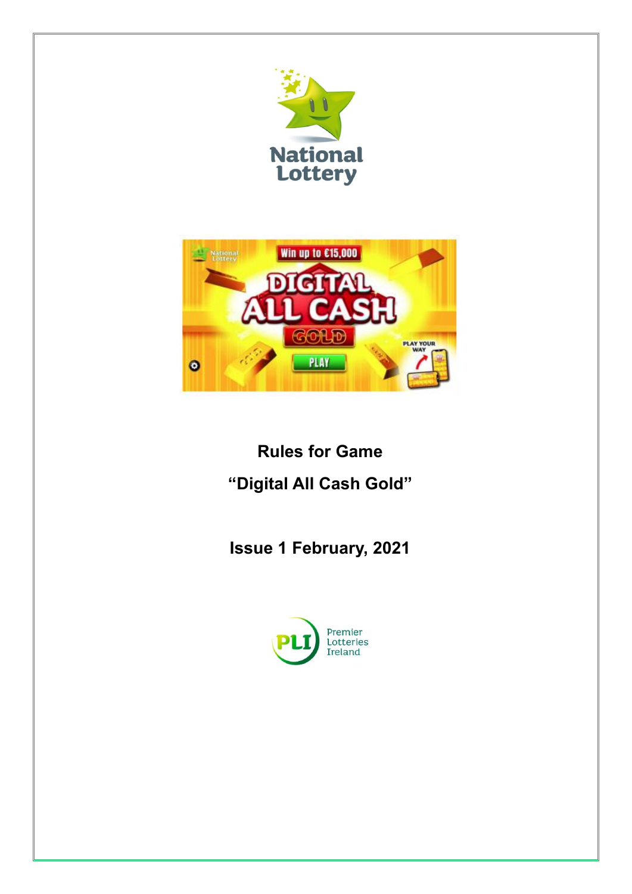# Rules for Game

# "Digital All Cash Gold"

## Issue 1 February, 2021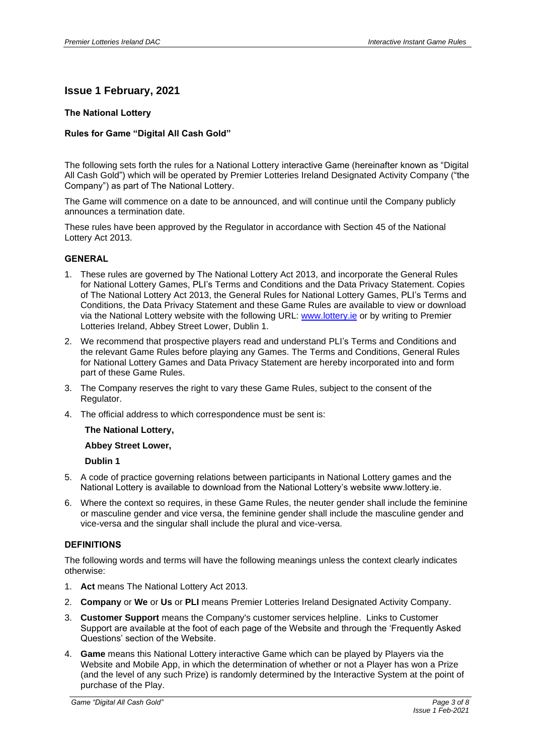## Issue 1 February, 2021

**The National Lottery**

**Rules for Game "Digital All Cash Gold"**

The following sets forth the rules for a National Lottery interactive Game (hereinafter known as "Digital All Cash Gold") which will be operated by Premier Lotteries Ireland Designated Activity Company ("the Company") as part of The National Lottery.

The Game will commence on a date to be announced, and will continue until the Company publicly announces a termination date.

These rules have been approved by the Regulator in accordance with Section 45 of the National Lottery Act 2013.

### GENERAL

1. These rules are governed by The National Lottery Act 2013, and incorporate the General Rules for National Lottery Games, PLI's Terms and Conditions and the Data Privacy Statement. Copies of The National Lottery Act 2013, the General Rules for National Lottery Games, PLI's Terms and Conditions, the Data Privacy Statement and these Game Rules are available to view or download via the National Lottery website with the following URL: www.lottery.ie or by writing to Premier Lotteries Ireland, Abbey Street Lower, Dublin 1.
2. We recommend that prospective players read and understand PLI's Terms and Conditions and the relevant Game Rules before playing any Games. The Terms and Conditions, General Rules for National Lottery Games and Data Privacy Statement are hereby incorporated into and form part of these Game Rules.
3. The Company reserves the right to vary these Game Rules, subject to the consent of the Regulator.
4. The official address to which correspondence must be sent is:

   **The National Lottery,**

   **Abbey Street Lower,**

   **Dublin 1**

5. A code of practice governing relations between participants in National Lottery games and the National Lottery is available to download from the National Lottery's website www.lottery.ie.
6. Where the context so requires, in these Game Rules, the neuter gender shall include the feminine or masculine gender and vice versa, the feminine gender shall include the masculine gender and vice-versa and the singular shall include the plural and vice-versa.

### DEFINITIONS

The following words and terms will have the following meanings unless the context clearly indicates otherwise:

1. **Act** means The National Lottery Act 2013.
2. **Company** or **We** or **Us** or **PLI** means Premier Lotteries Ireland Designated Activity Company.
3. **Customer Support** means the Company's customer services helpline. Links to Customer Support are available at the foot of each page of the Website and through the 'Frequently Asked Questions' section of the Website.
4. **Game** means this National Lottery interactive Game which can be played by Players via the Website and Mobile App, in which the determination of whether or not a Player has won a Prize (and the level of any such Prize) is randomly determined by the Interactive System at the point of purchase of the Play.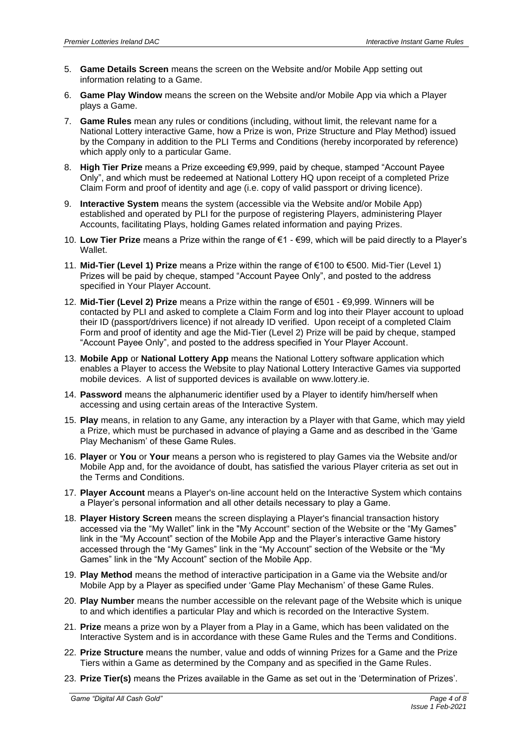5. **Game Details Screen** means the screen on the Website and/or Mobile App setting out information relating to a Game.
6. **Game Play Window** means the screen on the Website and/or Mobile App via which a Player plays a Game.
7. **Game Rules** mean any rules or conditions (including, without limit, the relevant name for a National Lottery interactive Game, how a Prize is won, Prize Structure and Play Method) issued by the Company in addition to the PLI Terms and Conditions (hereby incorporated by reference) which apply only to a particular Game.
8. **High Tier Prize** means a Prize exceeding €9,999, paid by cheque, stamped "Account Payee Only", and which must be redeemed at National Lottery HQ upon receipt of a completed Prize Claim Form and proof of identity and age (i.e. copy of valid passport or driving licence).
9. **Interactive System** means the system (accessible via the Website and/or Mobile App) established and operated by PLI for the purpose of registering Players, administering Player Accounts, facilitating Plays, holding Games related information and paying Prizes.
10. **Low Tier Prize** means a Prize within the range of €1 - €99, which will be paid directly to a Player's Wallet.
11. **Mid-Tier (Level 1) Prize** means a Prize within the range of €100 to €500. Mid-Tier (Level 1) Prizes will be paid by cheque, stamped "Account Payee Only", and posted to the address specified in Your Player Account.
12. **Mid-Tier (Level 2) Prize** means a Prize within the range of €501 - €9,999. Winners will be contacted by PLI and asked to complete a Claim Form and log into their Player account to upload their ID (passport/drivers licence) if not already ID verified. Upon receipt of a completed Claim Form and proof of identity and age the Mid-Tier (Level 2) Prize will be paid by cheque, stamped "Account Payee Only", and posted to the address specified in Your Player Account.
13. **Mobile App** or **National Lottery App** means the National Lottery software application which enables a Player to access the Website to play National Lottery Interactive Games via supported mobile devices. A list of supported devices is available on www.lottery.ie.
14. **Password** means the alphanumeric identifier used by a Player to identify him/herself when accessing and using certain areas of the Interactive System.
15. **Play** means, in relation to any Game, any interaction by a Player with that Game, which may yield a Prize, which must be purchased in advance of playing a Game and as described in the 'Game Play Mechanism' of these Game Rules.
16. **Player** or **You** or **Your** means a person who is registered to play Games via the Website and/or Mobile App and, for the avoidance of doubt, has satisfied the various Player criteria as set out in the Terms and Conditions.
17. **Player Account** means a Player's on-line account held on the Interactive System which contains a Player's personal information and all other details necessary to play a Game.
18. **Player History Screen** means the screen displaying a Player's financial transaction history accessed via the "My Wallet" link in the "My Account" section of the Website or the "My Games" link in the "My Account" section of the Mobile App and the Player's interactive Game history accessed through the "My Games" link in the "My Account" section of the Website or the "My Games" link in the "My Account" section of the Mobile App.
19. **Play Method** means the method of interactive participation in a Game via the Website and/or Mobile App by a Player as specified under 'Game Play Mechanism' of these Game Rules.
20. **Play Number** means the number accessible on the relevant page of the Website which is unique to and which identifies a particular Play and which is recorded on the Interactive System.
21. **Prize** means a prize won by a Player from a Play in a Game, which has been validated on the Interactive System and is in accordance with these Game Rules and the Terms and Conditions.
22. **Prize Structure** means the number, value and odds of winning Prizes for a Game and the Prize Tiers within a Game as determined by the Company and as specified in the Game Rules.
23. **Prize Tier(s)** means the Prizes available in the Game as set out in the 'Determination of Prizes'.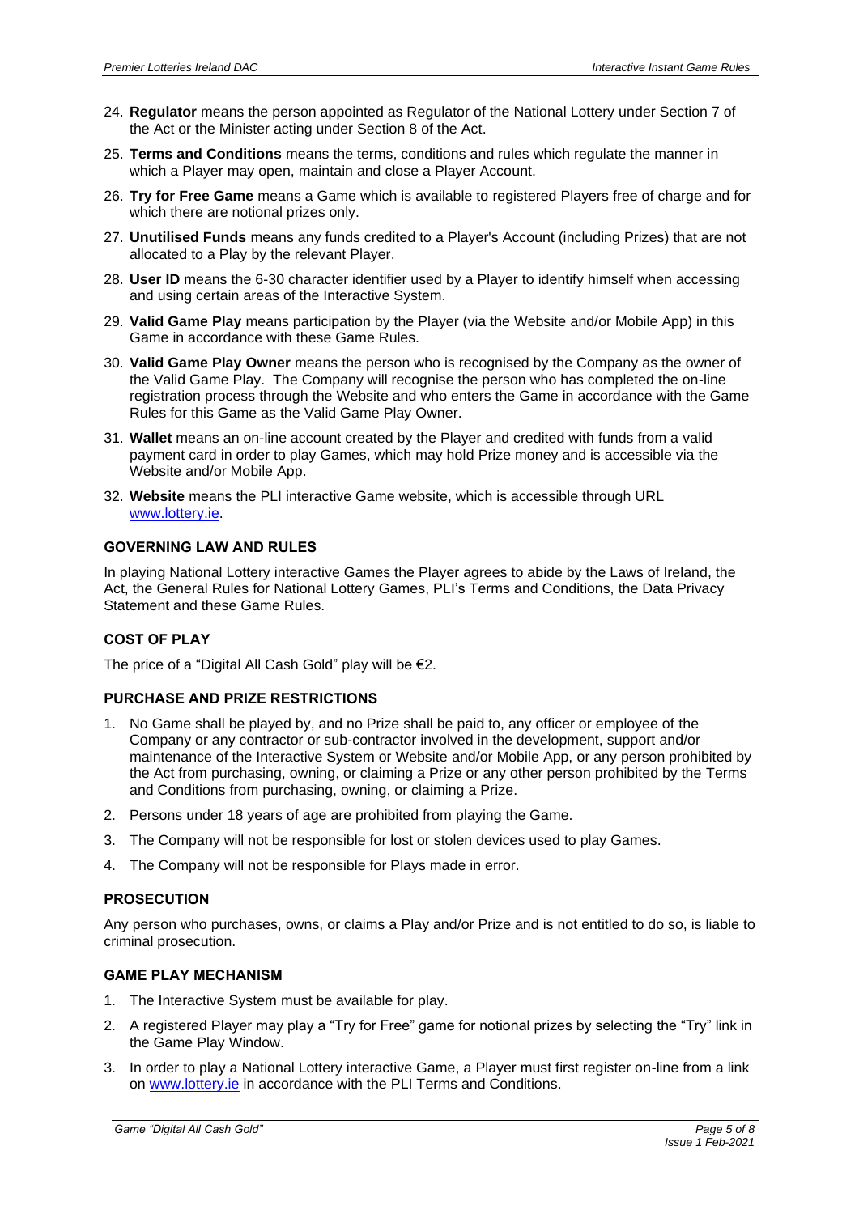24. **Regulator** means the person appointed as Regulator of the National Lottery under Section 7 of the Act or the Minister acting under Section 8 of the Act.
25. **Terms and Conditions** means the terms, conditions and rules which regulate the manner in which a Player may open, maintain and close a Player Account.
26. **Try for Free Game** means a Game which is available to registered Players free of charge and for which there are notional prizes only.
27. **Unutilised Funds** means any funds credited to a Player's Account (including Prizes) that are not allocated to a Play by the relevant Player.
28. **User ID** means the 6-30 character identifier used by a Player to identify himself when accessing and using certain areas of the Interactive System.
29. **Valid Game Play** means participation by the Player (via the Website and/or Mobile App) in this Game in accordance with these Game Rules.
30. **Valid Game Play Owner** means the person who is recognised by the Company as the owner of the Valid Game Play. The Company will recognise the person who has completed the on-line registration process through the Website and who enters the Game in accordance with the Game Rules for this Game as the Valid Game Play Owner.
31. **Wallet** means an on-line account created by the Player and credited with funds from a valid payment card in order to play Games, which may hold Prize money and is accessible via the Website and/or Mobile App.
32. **Website** means the PLI interactive Game website, which is accessible through URL www.lottery.ie.

## GOVERNING LAW AND RULES

In playing National Lottery interactive Games the Player agrees to abide by the Laws of Ireland, the Act, the General Rules for National Lottery Games, PLI's Terms and Conditions, the Data Privacy Statement and these Game Rules.

## COST OF PLAY

The price of a "Digital All Cash Gold" play will be €2.

## PURCHASE AND PRIZE RESTRICTIONS

1. No Game shall be played by, and no Prize shall be paid to, any officer or employee of the Company or any contractor or sub-contractor involved in the development, support and/or maintenance of the Interactive System or Website and/or Mobile App, or any person prohibited by the Act from purchasing, owning, or claiming a Prize or any other person prohibited by the Terms and Conditions from purchasing, owning, or claiming a Prize.
2. Persons under 18 years of age are prohibited from playing the Game.
3. The Company will not be responsible for lost or stolen devices used to play Games.
4. The Company will not be responsible for Plays made in error.

## PROSECUTION

Any person who purchases, owns, or claims a Play and/or Prize and is not entitled to do so, is liable to criminal prosecution.

## GAME PLAY MECHANISM

1. The Interactive System must be available for play.
2. A registered Player may play a "Try for Free" game for notional prizes by selecting the "Try" link in the Game Play Window.
3. In order to play a National Lottery interactive Game, a Player must first register on-line from a link on www.lottery.ie in accordance with the PLI Terms and Conditions.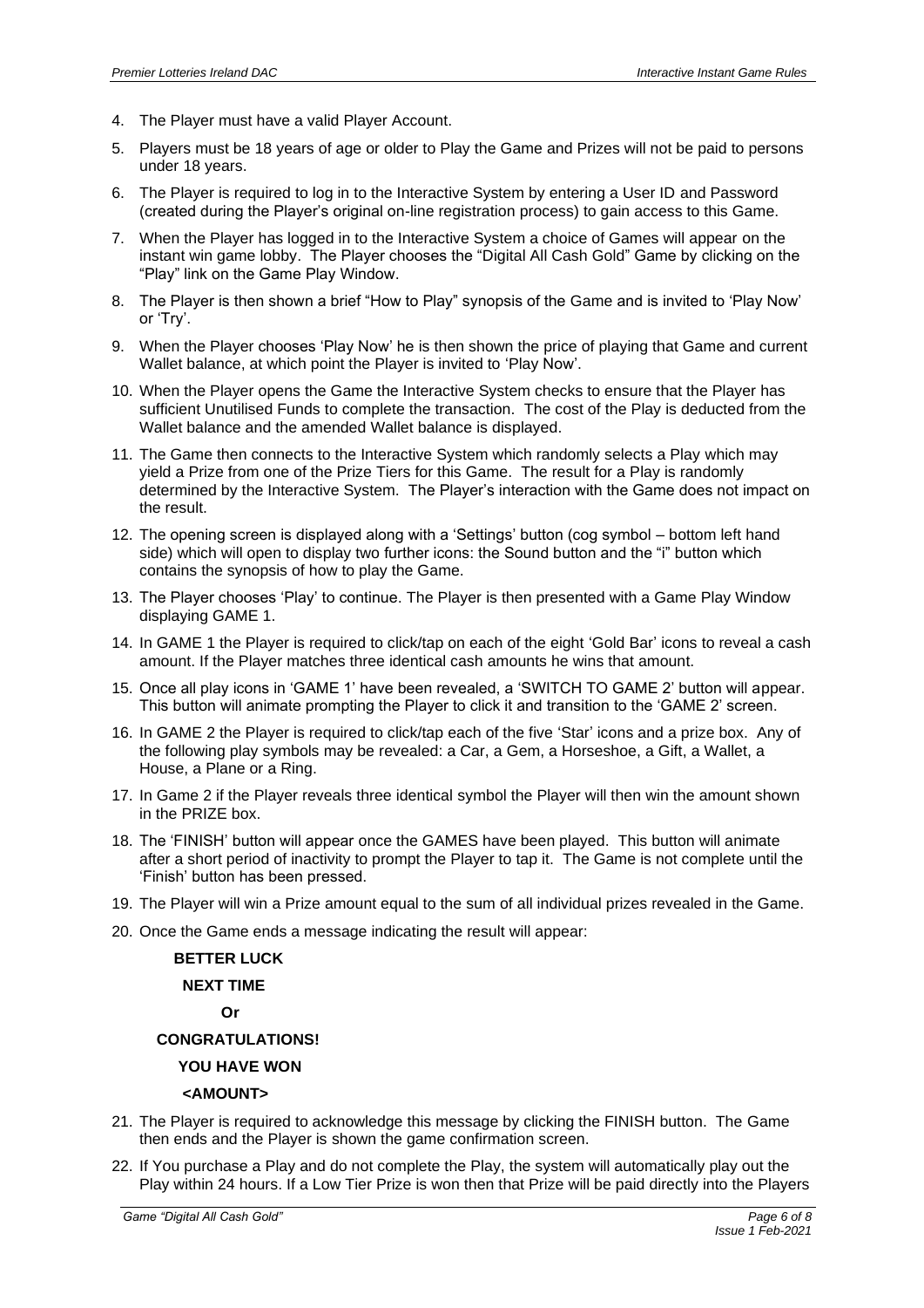4. The Player must have a valid Player Account.
5. Players must be 18 years of age or older to Play the Game and Prizes will not be paid to persons under 18 years.
6. The Player is required to log in to the Interactive System by entering a User ID and Password (created during the Player's original on-line registration process) to gain access to this Game.
7. When the Player has logged in to the Interactive System a choice of Games will appear on the instant win game lobby. The Player chooses the "Digital All Cash Gold" Game by clicking on the "Play" link on the Game Play Window.
8. The Player is then shown a brief "How to Play" synopsis of the Game and is invited to 'Play Now' or 'Try'.
9. When the Player chooses 'Play Now' he is then shown the price of playing that Game and current Wallet balance, at which point the Player is invited to 'Play Now'.
10. When the Player opens the Game the Interactive System checks to ensure that the Player has sufficient Unutilised Funds to complete the transaction. The cost of the Play is deducted from the Wallet balance and the amended Wallet balance is displayed.
11. The Game then connects to the Interactive System which randomly selects a Play which may yield a Prize from one of the Prize Tiers for this Game. The result for a Play is randomly determined by the Interactive System. The Player's interaction with the Game does not impact on the result.
12. The opening screen is displayed along with a 'Settings' button (cog symbol – bottom left hand side) which will open to display two further icons: the Sound button and the "i" button which contains the synopsis of how to play the Game.
13. The Player chooses 'Play' to continue. The Player is then presented with a Game Play Window displaying GAME 1.
14. In GAME 1 the Player is required to click/tap on each of the eight 'Gold Bar' icons to reveal a cash amount. If the Player matches three identical cash amounts he wins that amount.
15. Once all play icons in 'GAME 1' have been revealed, a 'SWITCH TO GAME 2' button will appear. This button will animate prompting the Player to click it and transition to the 'GAME 2' screen.
16. In GAME 2 the Player is required to click/tap each of the five 'Star' icons and a prize box. Any of the following play symbols may be revealed: a Car, a Gem, a Horseshoe, a Gift, a Wallet, a House, a Plane or a Ring.
17. In Game 2 if the Player reveals three identical symbol the Player will then win the amount shown in the PRIZE box.
18. The 'FINISH' button will appear once the GAMES have been played. This button will animate after a short period of inactivity to prompt the Player to tap it. The Game is not complete until the 'Finish' button has been pressed.
19. The Player will win a Prize amount equal to the sum of all individual prizes revealed in the Game.
20. Once the Game ends a message indicating the result will appear:

    **BETTER LUCK**

    **NEXT TIME**

    **Or**

    **CONGRATULATIONS!**

    **YOU HAVE WON**

    **<AMOUNT>**

21. The Player is required to acknowledge this message by clicking the FINISH button. The Game then ends and the Player is shown the game confirmation screen.
22. If You purchase a Play and do not complete the Play, the system will automatically play out the Play within 24 hours. If a Low Tier Prize is won then that Prize will be paid directly into the Players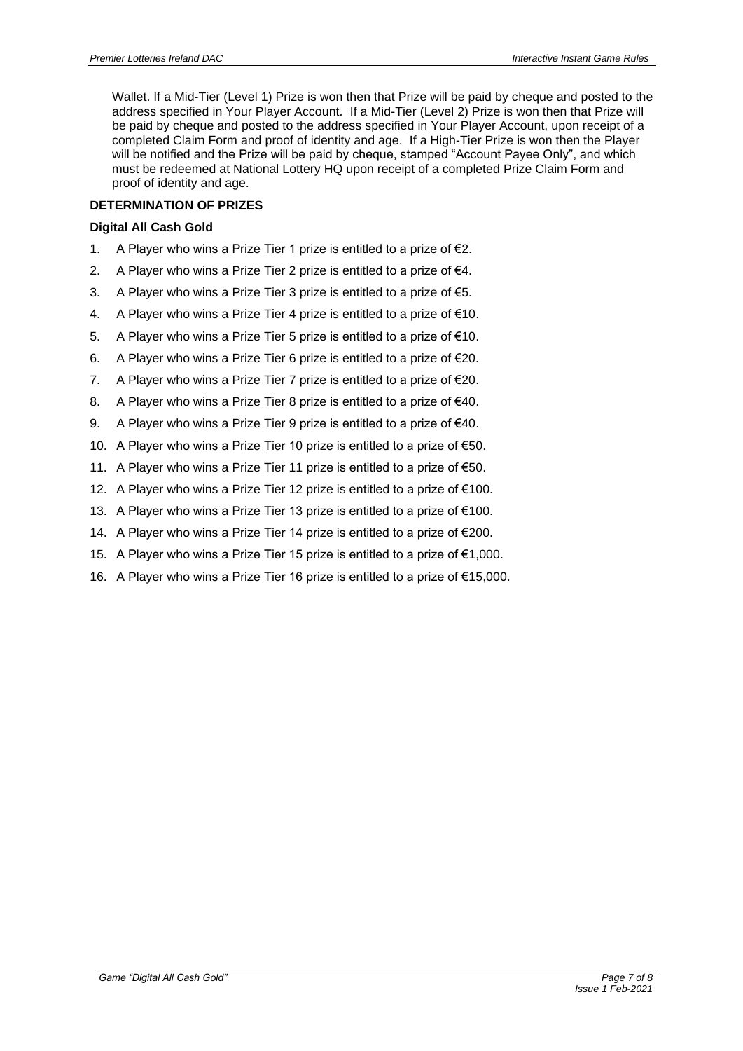Wallet. If a Mid-Tier (Level 1) Prize is won then that Prize will be paid by cheque and posted to the address specified in Your Player Account. If a Mid-Tier (Level 2) Prize is won then that Prize will be paid by cheque and posted to the address specified in Your Player Account, upon receipt of a completed Claim Form and proof of identity and age. If a High-Tier Prize is won then the Player will be notified and the Prize will be paid by cheque, stamped "Account Payee Only", and which must be redeemed at National Lottery HQ upon receipt of a completed Prize Claim Form and proof of identity and age.

**DETERMINATION OF PRIZES**

**Digital All Cash Gold**

1. A Player who wins a Prize Tier 1 prize is entitled to a prize of €2.
2. A Player who wins a Prize Tier 2 prize is entitled to a prize of €4.
3. A Player who wins a Prize Tier 3 prize is entitled to a prize of €5.
4. A Player who wins a Prize Tier 4 prize is entitled to a prize of €10.
5. A Player who wins a Prize Tier 5 prize is entitled to a prize of €10.
6. A Player who wins a Prize Tier 6 prize is entitled to a prize of €20.
7. A Player who wins a Prize Tier 7 prize is entitled to a prize of €20.
8. A Player who wins a Prize Tier 8 prize is entitled to a prize of €40.
9. A Player who wins a Prize Tier 9 prize is entitled to a prize of €40.
10. A Player who wins a Prize Tier 10 prize is entitled to a prize of €50.
11. A Player who wins a Prize Tier 11 prize is entitled to a prize of €50.
12. A Player who wins a Prize Tier 12 prize is entitled to a prize of €100.
13. A Player who wins a Prize Tier 13 prize is entitled to a prize of €100.
14. A Player who wins a Prize Tier 14 prize is entitled to a prize of €200.
15. A Player who wins a Prize Tier 15 prize is entitled to a prize of €1,000.
16. A Player who wins a Prize Tier 16 prize is entitled to a prize of €15,000.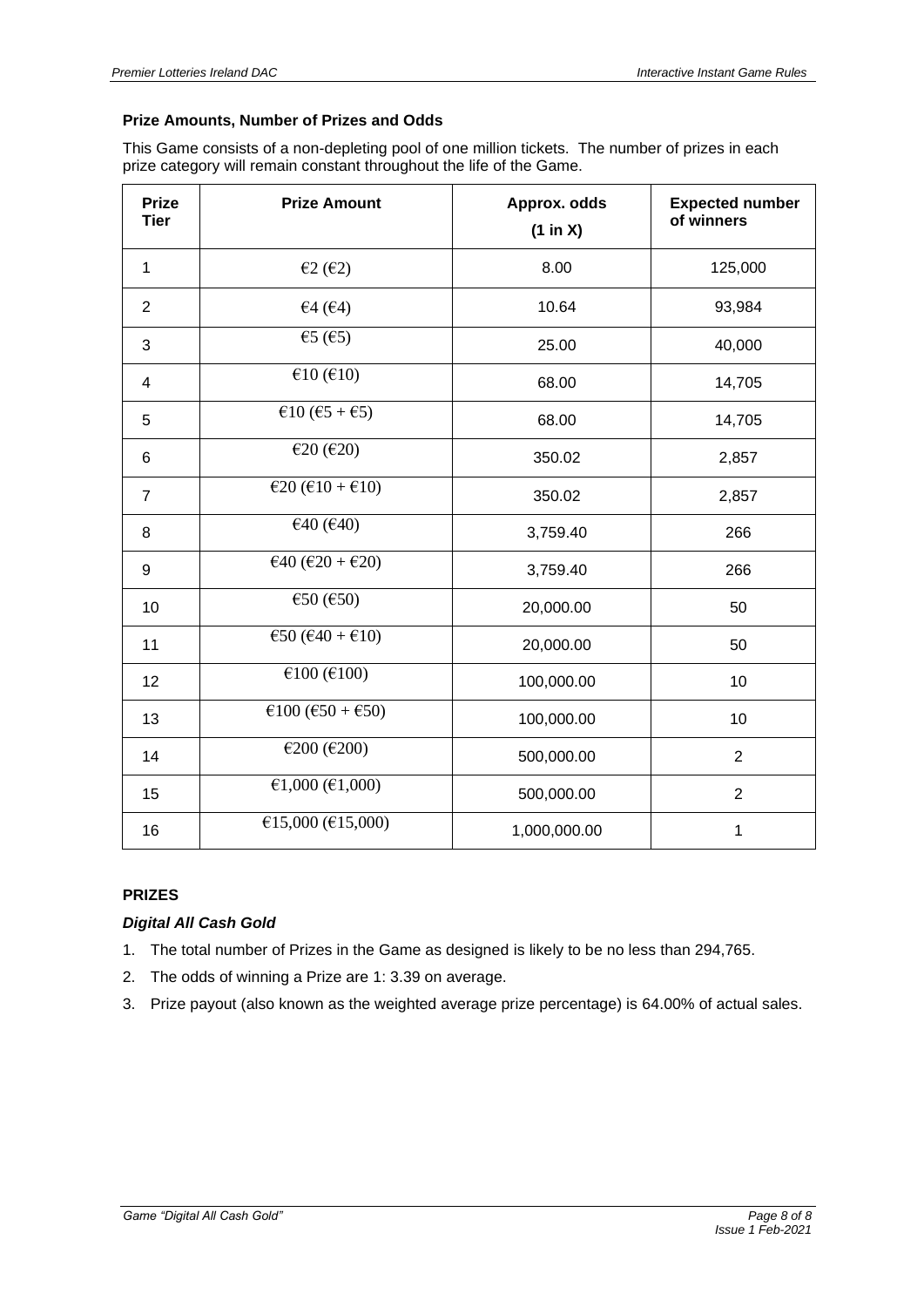**Prize Amounts, Number of Prizes and Odds**

This Game consists of a non-depleting pool of one million tickets. The number of prizes in each prize category will remain constant throughout the life of the Game.

| Prize Tier | Prize Amount | Approx. odds (1 in X) | Expected number of winners |
|---|---|---|---|
| 1 | €2 (€2) | 8.00 | 125,000 |
| 2 | €4 (€4) | 10.64 | 93,984 |
| 3 | €5 (€5) | 25.00 | 40,000 |
| 4 | €10 (€10) | 68.00 | 14,705 |
| 5 | €10 (€5 + €5) | 68.00 | 14,705 |
| 6 | €20 (€20) | 350.02 | 2,857 |
| 7 | €20 (€10 + €10) | 350.02 | 2,857 |
| 8 | €40 (€40) | 3,759.40 | 266 |
| 9 | €40 (€20 + €20) | 3,759.40 | 266 |
| 10 | €50 (€50) | 20,000.00 | 50 |
| 11 | €50 (€40 + €10) | 20,000.00 | 50 |
| 12 | €100 (€100) | 100,000.00 | 10 |
| 13 | €100 (€50 + €50) | 100,000.00 | 10 |
| 14 | €200 (€200) | 500,000.00 | 2 |
| 15 | €1,000 (€1,000) | 500,000.00 | 2 |
| 16 | €15,000 (€15,000) | 1,000,000.00 | 1 |

**PRIZES**

***Digital All Cash Gold***

1. The total number of Prizes in the Game as designed is likely to be no less than 294,765.
2. The odds of winning a Prize are 1: 3.39 on average.
3. Prize payout (also known as the weighted average prize percentage) is 64.00% of actual sales.